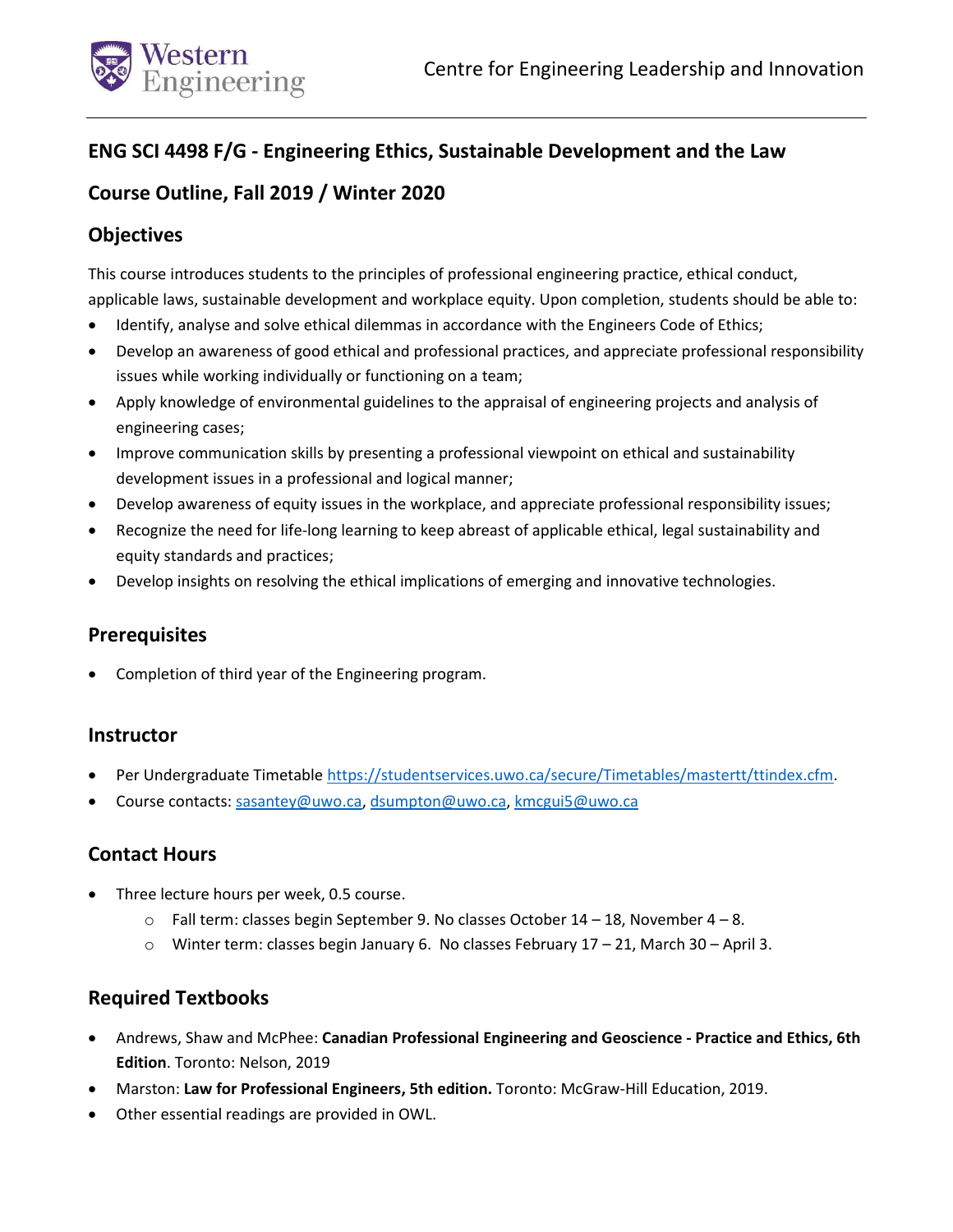# ENG SCI 4498 F/G - Engineering Ethics, Sustainable Development and the Law

## Course Outline, Fall 2019 / Winter 2020

## Objectives

This course introduces students to the principles of professional engineering practice, ethical conduct, applicable laws, sustainable development and workplace equity. Upon completion, students should be able to:

- Identify, analyse and solve ethical dilemmas in accordance with the Engineers Code of Ethics;
- Develop an awareness of good ethical and professional practices, and appreciate professional responsibility issues while working individually or functioning on a team;
- Apply knowledge of environmental guidelines to the appraisal of engineering projects and analysis of engineering cases;
- Improve communication skills by presenting a professional viewpoint on ethical and sustainability development issues in a professional and logical manner;
- Develop awareness of equity issues in the workplace, and appreciate professional responsibility issues;
- Recognize the need for life-long learning to keep abreast of applicable ethical, legal sustainability and equity standards and practices;
- Develop insights on resolving the ethical implications of emerging and innovative technologies.

## Prerequisites

- Completion of third year of the Engineering program.

## Instructor

- Per Undergraduate Timetable https://studentservices.uwo.ca/secure/Timetables/mastertt/ttindex.cfm.
- Course contacts: sasantey@uwo.ca, dsumpton@uwo.ca, kmcgui5@uwo.ca

## Contact Hours

- Three lecture hours per week, 0.5 course.
  - Fall term: classes begin September 9. No classes October 14 – 18, November 4 – 8.
  - Winter term: classes begin January 6. No classes February 17 – 21, March 30 – April 3.

## Required Textbooks

- Andrews, Shaw and McPhee: **Canadian Professional Engineering and Geoscience - Practice and Ethics, 6th Edition**. Toronto: Nelson, 2019
- Marston: **Law for Professional Engineers, 5th edition.** Toronto: McGraw-Hill Education, 2019.
- Other essential readings are provided in OWL.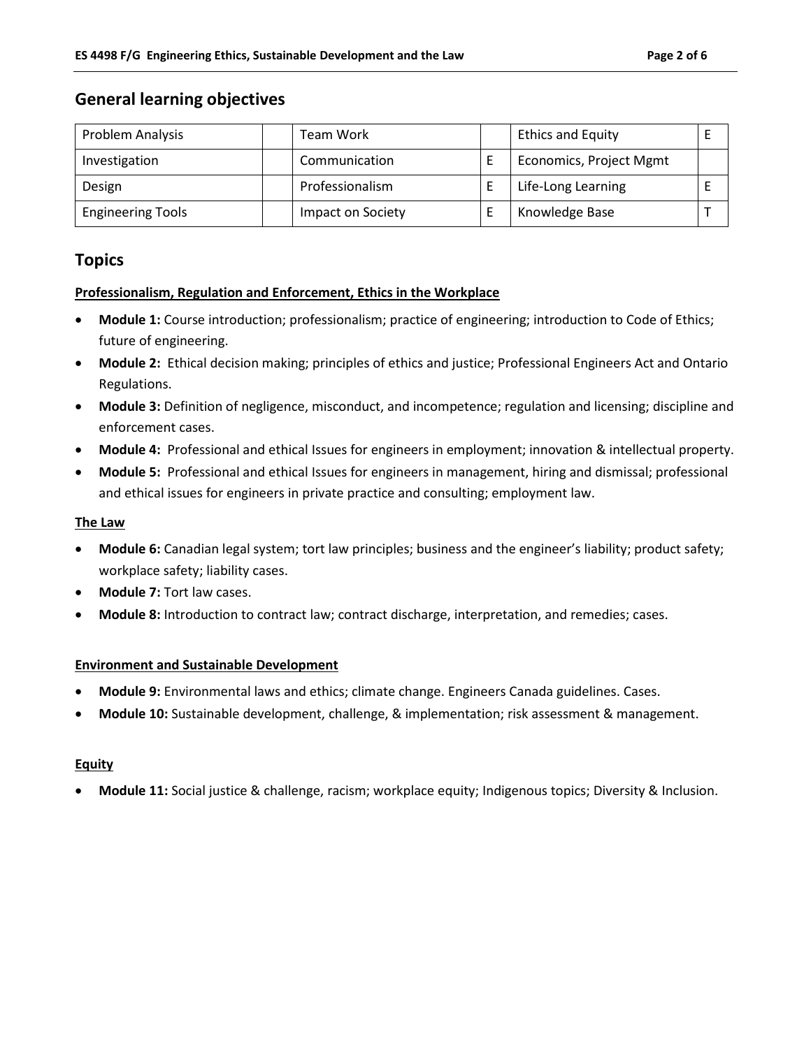## General learning objectives

| Problem Analysis | | Team Work | | Ethics and Equity | E |
|---|---|---|---|---|---|
| Investigation | | Communication | E | Economics, Project Mgmt | |
| Design | | Professionalism | E | Life-Long Learning | E |
| Engineering Tools | | Impact on Society | E | Knowledge Base | T |

## Topics

**Professionalism, Regulation and Enforcement, Ethics in the Workplace**

- **Module 1:** Course introduction; professionalism; practice of engineering; introduction to Code of Ethics; future of engineering.
- **Module 2:** Ethical decision making; principles of ethics and justice; Professional Engineers Act and Ontario Regulations.
- **Module 3:** Definition of negligence, misconduct, and incompetence; regulation and licensing; discipline and enforcement cases.
- **Module 4:** Professional and ethical Issues for engineers in employment; innovation & intellectual property.
- **Module 5:** Professional and ethical Issues for engineers in management, hiring and dismissal; professional and ethical issues for engineers in private practice and consulting; employment law.

**The Law**

- **Module 6:** Canadian legal system; tort law principles; business and the engineer's liability; product safety; workplace safety; liability cases.
- **Module 7:** Tort law cases.
- **Module 8:** Introduction to contract law; contract discharge, interpretation, and remedies; cases.

**Environment and Sustainable Development**

- **Module 9:** Environmental laws and ethics; climate change. Engineers Canada guidelines. Cases.
- **Module 10:** Sustainable development, challenge, & implementation; risk assessment & management.

**Equity**

- **Module 11:** Social justice & challenge, racism; workplace equity; Indigenous topics; Diversity & Inclusion.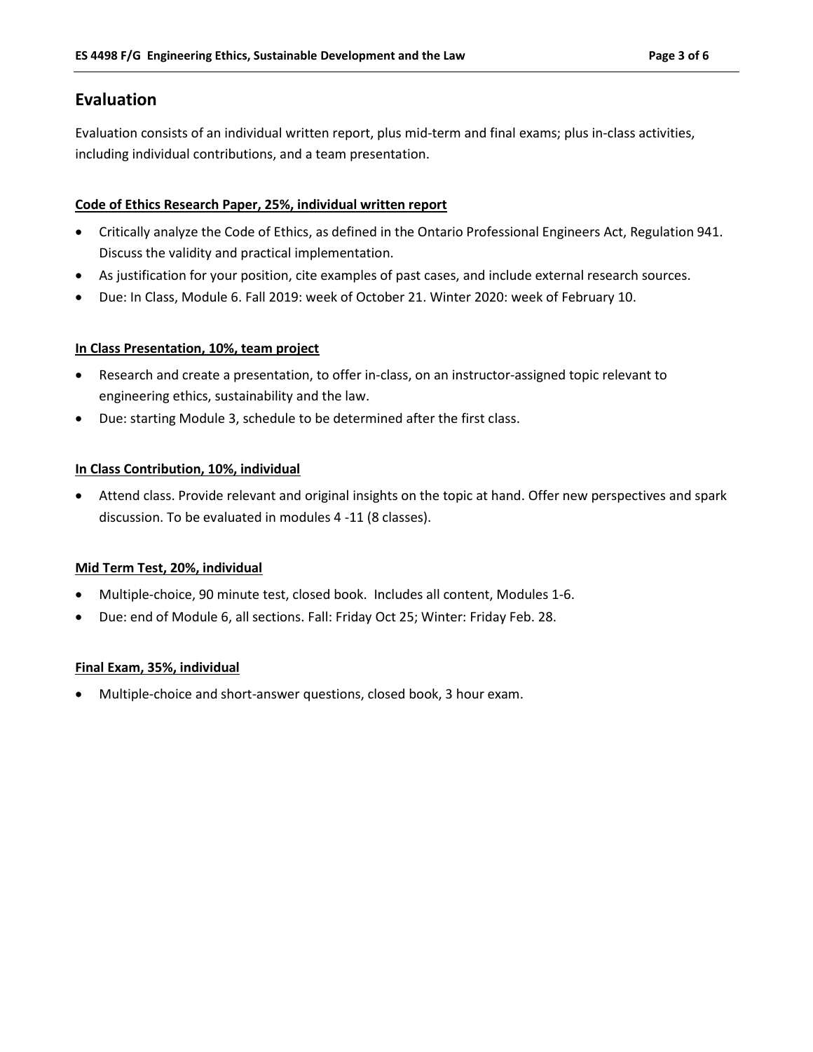## Evaluation

Evaluation consists of an individual written report, plus mid-term and final exams; plus in-class activities, including individual contributions, and a team presentation.

**Code of Ethics Research Paper, 25%, individual written report**

- Critically analyze the Code of Ethics, as defined in the Ontario Professional Engineers Act, Regulation 941. Discuss the validity and practical implementation.
- As justification for your position, cite examples of past cases, and include external research sources.
- Due: In Class, Module 6. Fall 2019: week of October 21. Winter 2020: week of February 10.

**In Class Presentation, 10%, team project**

- Research and create a presentation, to offer in-class, on an instructor-assigned topic relevant to engineering ethics, sustainability and the law.
- Due: starting Module 3, schedule to be determined after the first class.

**In Class Contribution, 10%, individual**

- Attend class. Provide relevant and original insights on the topic at hand. Offer new perspectives and spark discussion. To be evaluated in modules 4 -11 (8 classes).

**Mid Term Test, 20%, individual**

- Multiple-choice, 90 minute test, closed book. Includes all content, Modules 1-6.
- Due: end of Module 6, all sections. Fall: Friday Oct 25; Winter: Friday Feb. 28.

**Final Exam, 35%, individual**

- Multiple-choice and short-answer questions, closed book, 3 hour exam.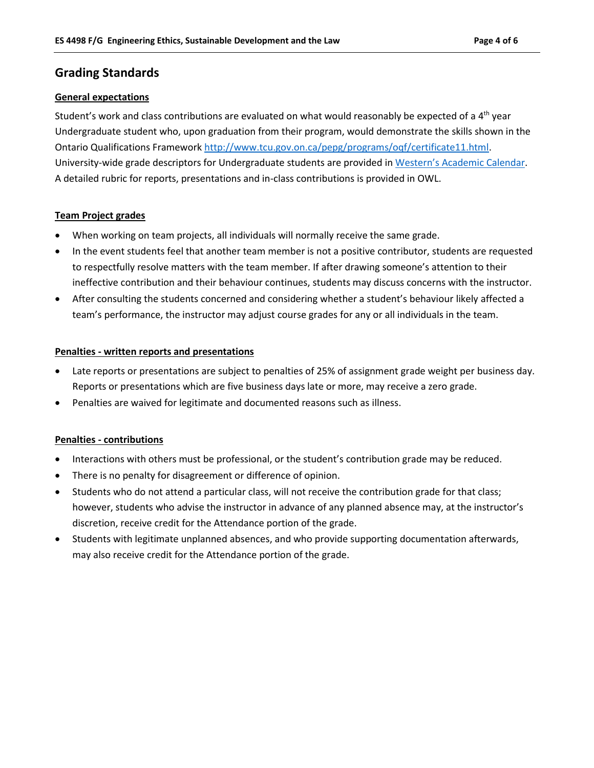## Grading Standards

### General expectations

Student's work and class contributions are evaluated on what would reasonably be expected of a 4th year Undergraduate student who, upon graduation from their program, would demonstrate the skills shown in the Ontario Qualifications Framework http://www.tcu.gov.on.ca/pepg/programs/oqf/certificate11.html. University-wide grade descriptors for Undergraduate students are provided in Western's Academic Calendar. A detailed rubric for reports, presentations and in-class contributions is provided in OWL.

### Team Project grades

- When working on team projects, all individuals will normally receive the same grade.
- In the event students feel that another team member is not a positive contributor, students are requested to respectfully resolve matters with the team member. If after drawing someone's attention to their ineffective contribution and their behaviour continues, students may discuss concerns with the instructor.
- After consulting the students concerned and considering whether a student's behaviour likely affected a team's performance, the instructor may adjust course grades for any or all individuals in the team.

### Penalties - written reports and presentations

- Late reports or presentations are subject to penalties of 25% of assignment grade weight per business day. Reports or presentations which are five business days late or more, may receive a zero grade.
- Penalties are waived for legitimate and documented reasons such as illness.

### Penalties - contributions

- Interactions with others must be professional, or the student's contribution grade may be reduced.
- There is no penalty for disagreement or difference of opinion.
- Students who do not attend a particular class, will not receive the contribution grade for that class; however, students who advise the instructor in advance of any planned absence may, at the instructor's discretion, receive credit for the Attendance portion of the grade.
- Students with legitimate unplanned absences, and who provide supporting documentation afterwards, may also receive credit for the Attendance portion of the grade.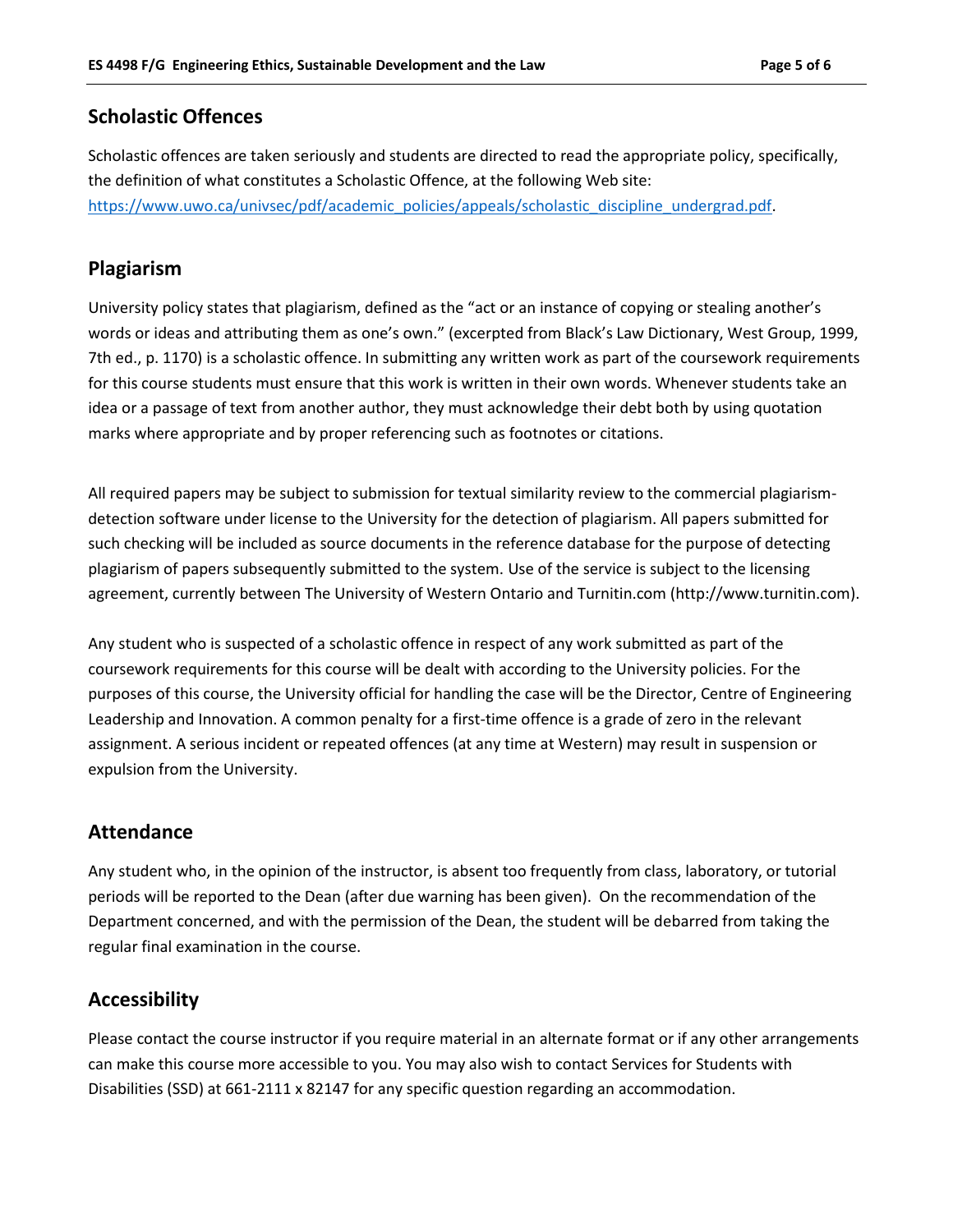## Scholastic Offences

Scholastic offences are taken seriously and students are directed to read the appropriate policy, specifically, the definition of what constitutes a Scholastic Offence, at the following Web site: [https://www.uwo.ca/univsec/pdf/academic_policies/appeals/scholastic_discipline_undergrad.pdf](https://www.uwo.ca/univsec/pdf/academic_policies/appeals/scholastic_discipline_undergrad.pdf).

## Plagiarism

University policy states that plagiarism, defined as the "act or an instance of copying or stealing another's words or ideas and attributing them as one's own." (excerpted from Black's Law Dictionary, West Group, 1999, 7th ed., p. 1170) is a scholastic offence. In submitting any written work as part of the coursework requirements for this course students must ensure that this work is written in their own words. Whenever students take an idea or a passage of text from another author, they must acknowledge their debt both by using quotation marks where appropriate and by proper referencing such as footnotes or citations.

All required papers may be subject to submission for textual similarity review to the commercial plagiarism-detection software under license to the University for the detection of plagiarism. All papers submitted for such checking will be included as source documents in the reference database for the purpose of detecting plagiarism of papers subsequently submitted to the system. Use of the service is subject to the licensing agreement, currently between The University of Western Ontario and Turnitin.com (http://www.turnitin.com).

Any student who is suspected of a scholastic offence in respect of any work submitted as part of the coursework requirements for this course will be dealt with according to the University policies. For the purposes of this course, the University official for handling the case will be the Director, Centre of Engineering Leadership and Innovation. A common penalty for a first-time offence is a grade of zero in the relevant assignment. A serious incident or repeated offences (at any time at Western) may result in suspension or expulsion from the University.

## Attendance

Any student who, in the opinion of the instructor, is absent too frequently from class, laboratory, or tutorial periods will be reported to the Dean (after due warning has been given). On the recommendation of the Department concerned, and with the permission of the Dean, the student will be debarred from taking the regular final examination in the course.

## Accessibility

Please contact the course instructor if you require material in an alternate format or if any other arrangements can make this course more accessible to you. You may also wish to contact Services for Students with Disabilities (SSD) at 661-2111 x 82147 for any specific question regarding an accommodation.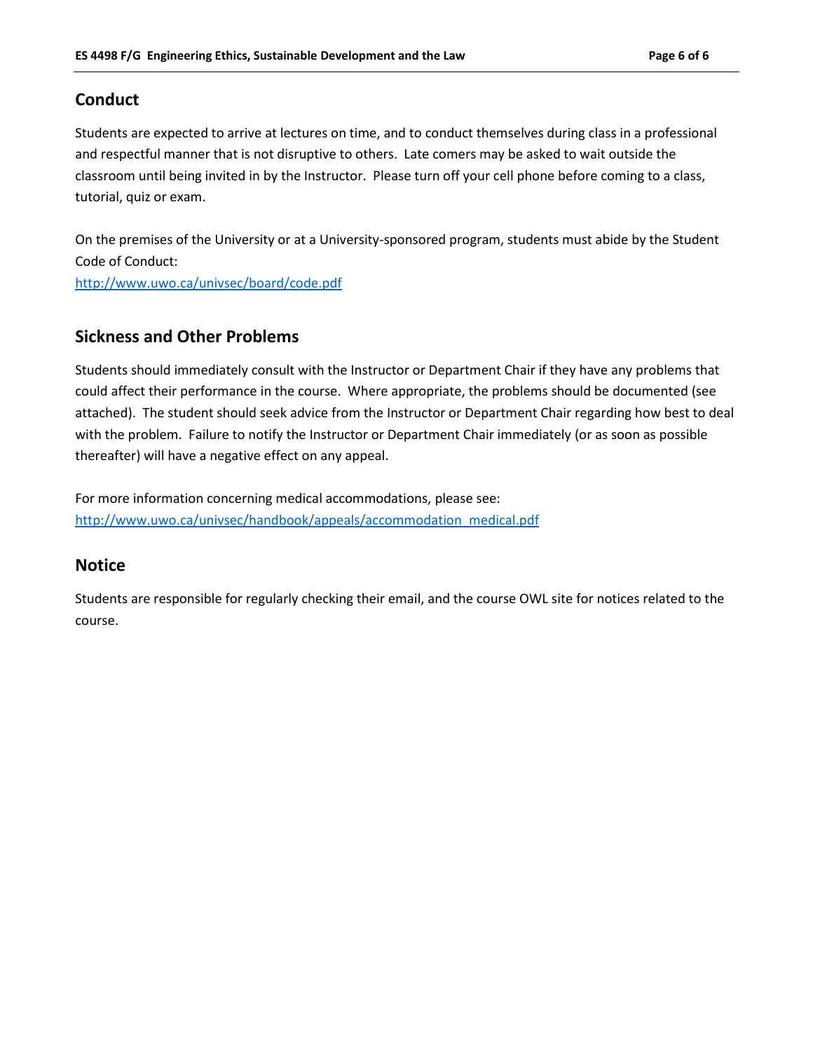## Conduct

Students are expected to arrive at lectures on time, and to conduct themselves during class in a professional and respectful manner that is not disruptive to others. Late comers may be asked to wait outside the classroom until being invited in by the Instructor. Please turn off your cell phone before coming to a class, tutorial, quiz or exam.

On the premises of the University or at a University-sponsored program, students must abide by the Student Code of Conduct:
http://www.uwo.ca/univsec/board/code.pdf

## Sickness and Other Problems

Students should immediately consult with the Instructor or Department Chair if they have any problems that could affect their performance in the course. Where appropriate, the problems should be documented (see attached). The student should seek advice from the Instructor or Department Chair regarding how best to deal with the problem. Failure to notify the Instructor or Department Chair immediately (or as soon as possible thereafter) will have a negative effect on any appeal.

For more information concerning medical accommodations, please see:
http://www.uwo.ca/univsec/handbook/appeals/accommodation_medical.pdf

## Notice

Students are responsible for regularly checking their email, and the course OWL site for notices related to the course.